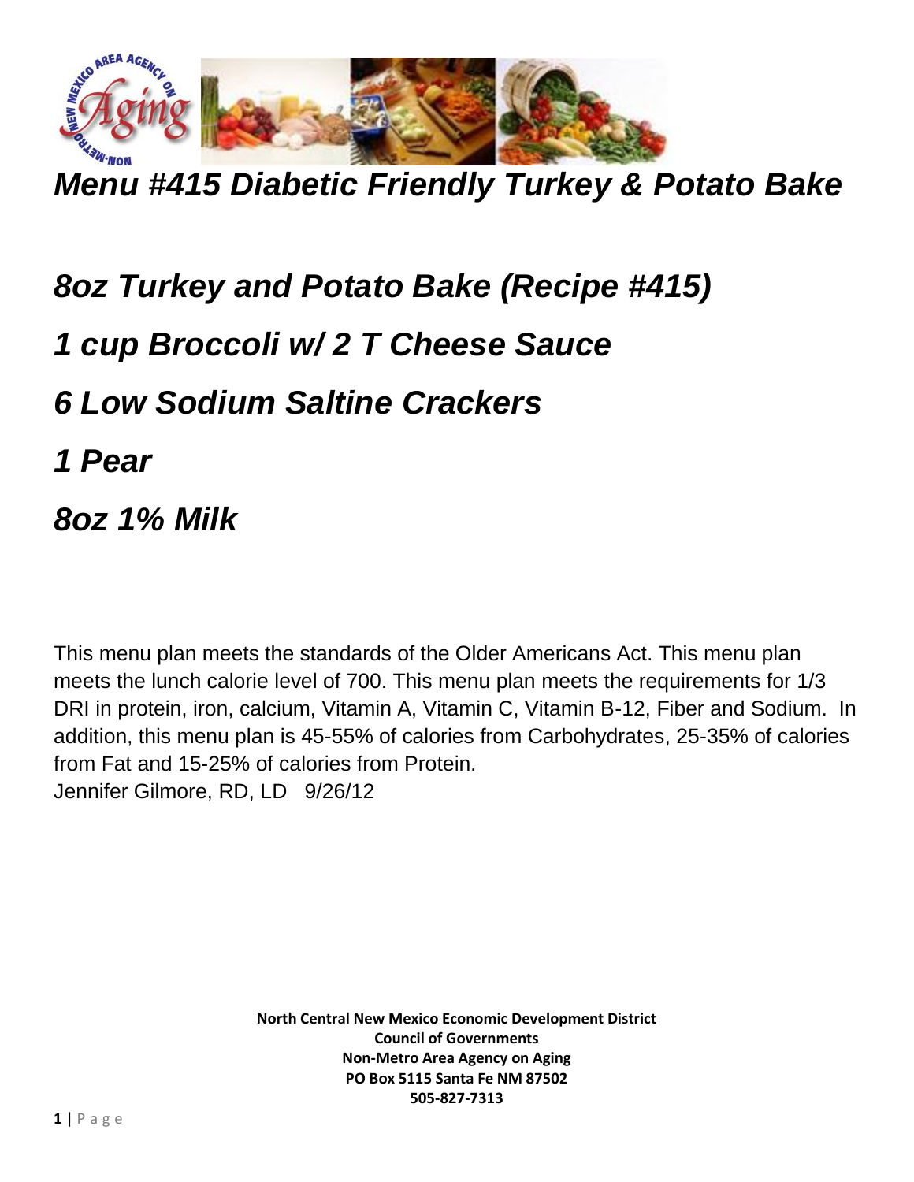# *Menu #415 Diabetic Friendly Turkey & Potato Bake*

## *8oz Turkey and Potato Bake (Recipe #415)*

## *1 cup Broccoli w/ 2 T Cheese Sauce*

## *6 Low Sodium Saltine Crackers*

## *1 Pear*

## *8oz 1% Milk*

This menu plan meets the standards of the Older Americans Act. This menu plan meets the lunch calorie level of 700. This menu plan meets the requirements for 1/3 DRI in protein, iron, calcium, Vitamin A, Vitamin C, Vitamin B-12, Fiber and Sodium. In addition, this menu plan is 45-55% of calories from Carbohydrates, 25-35% of calories from Fat and 15-25% of calories from Protein.
Jennifer Gilmore, RD, LD 9/26/12

**North Central New Mexico Economic Development District**
**Council of Governments**
**Non-Metro Area Agency on Aging**
**PO Box 5115 Santa Fe NM 87502**
**505-827-7313**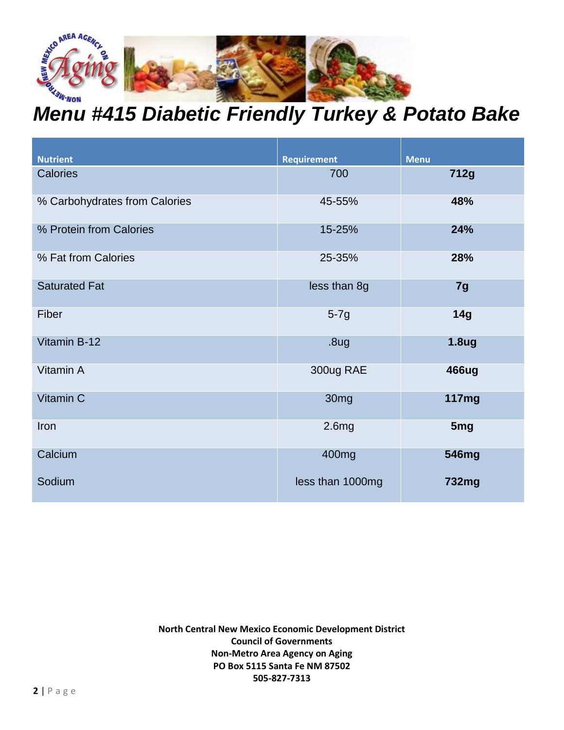# Menu #415 Diabetic Friendly Turkey & Potato Bake

| Nutrient | Requirement | Menu |
|---|---|---|
| Calories | 700 | **712g** |
| % Carbohydrates from Calories | 45-55% | **48%** |
| % Protein from Calories | 15-25% | **24%** |
| % Fat from Calories | 25-35% | **28%** |
| Saturated Fat | less than 8g | **7g** |
| Fiber | 5-7g | **14g** |
| Vitamin B-12 | .8ug | **1.8ug** |
| Vitamin A | 300ug RAE | **466ug** |
| Vitamin C | 30mg | **117mg** |
| Iron | 2.6mg | **5mg** |
| Calcium | 400mg | **546mg** |
| Sodium | less than 1000mg | **732mg** |

**North Central New Mexico Economic Development District**
**Council of Governments**
**Non-Metro Area Agency on Aging**
**PO Box 5115 Santa Fe NM 87502**
**505-827-7313**